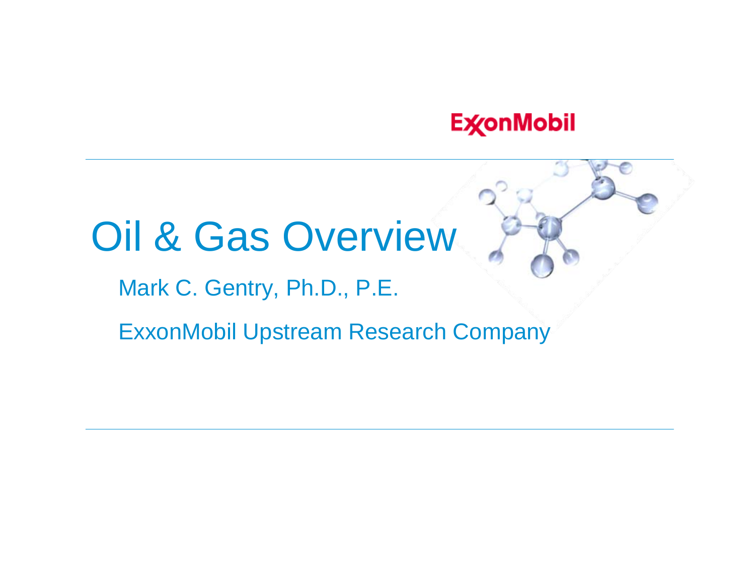ExxonMobil

# Oil & Gas Overview

Mark C. Gentry, Ph.D., P.E.

ExxonMobil Upstream Research Company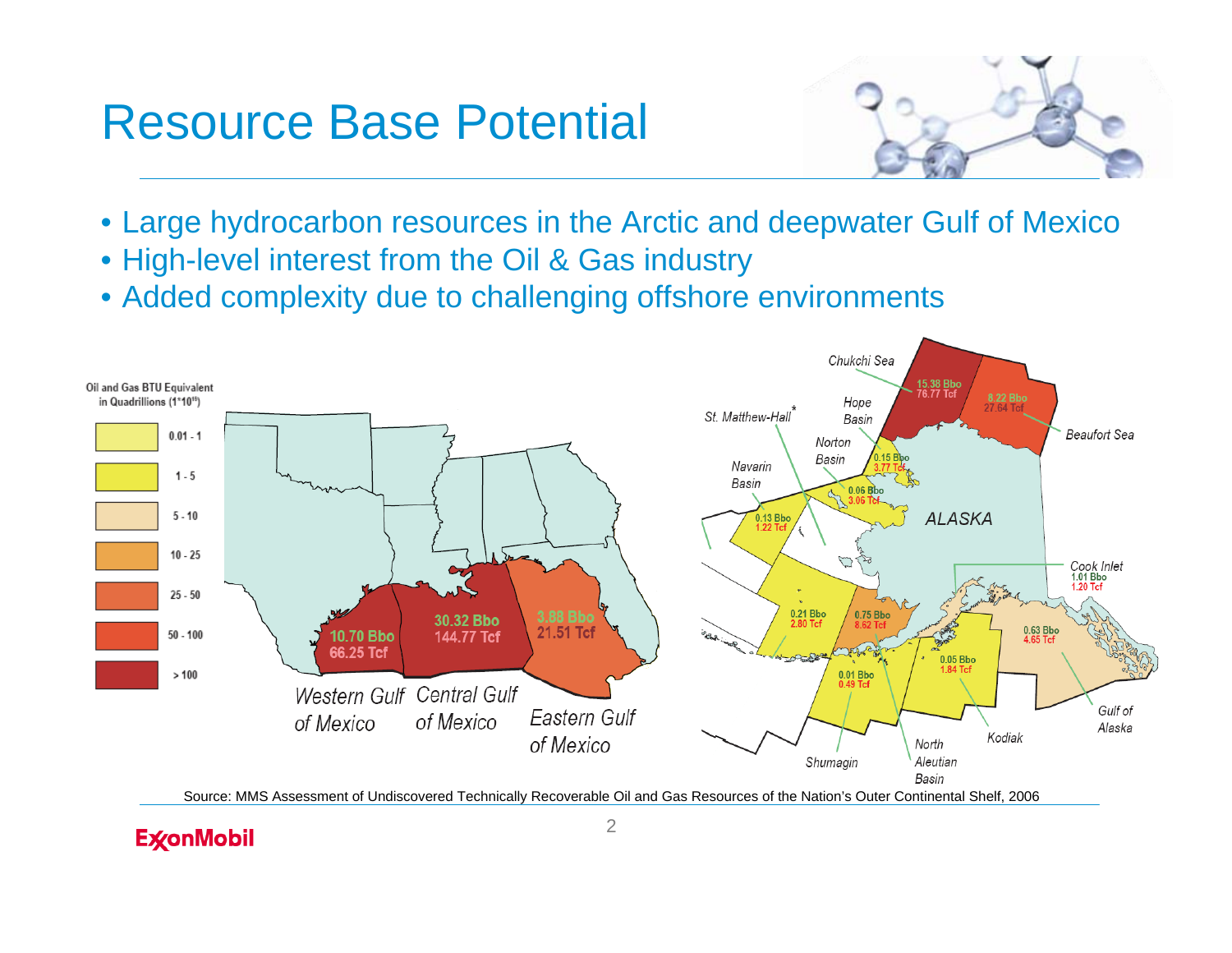# Resource Base Potential

- Large hydrocarbon resources in the Arctic and deepwater Gulf of Mexico
- High-level interest from the Oil & Gas industry
- Added complexity due to challenging offshore environments

Oil and Gas BTU Equivalent in Quadrillions ($1*10^{15}$)

| Legend |
|---|
| 0.01 - 1 |
| 1 - 5 |
| 5 - 10 |
| 10 - 25 |
| 25 - 50 |
| 50 - 100 |
| > 100 |

| Area | Oil | Gas |
|---|---|---|
| Western Gulf of Mexico | 10.70 Bbo | 66.25 Tcf |
| Central Gulf of Mexico | 30.32 Bbo | 144.77 Tcf |
| Eastern Gulf of Mexico | 3.88 Bbo | 21.51 Tcf |
| Chukchi Sea | 15.38 Bbo | 76.77 Tcf |
| Beaufort Sea | 8.22 Bbo | 27.64 Tcf |
| Hope Basin | 0.15 Bbo | 3.77 Tcf |
| Norton Basin | 0.06 Bbo | 3.06 Tcf |
| Navarin Basin | 0.13 Bbo | 1.22 Tcf |
| St. Matthew-Hall* | | |
| Cook Inlet | 1.01 Bbo | 1.20 Tcf |
| Gulf of Alaska | 0.63 Bbo | 4.65 Tcf |
| Kodiak | 0.05 Bbo | 1.84 Tcf |
| North Aleutian Basin | 0.75 Bbo | 8.62 Tcf |
| Shumagin | 0.01 Bbo | 0.49 Tcf |
| (St. George/Aleutian area) | 0.21 Bbo | 2.80 Tcf |

Source: MMS Assessment of Undiscovered Technically Recoverable Oil and Gas Resources of the Nation's Outer Continental Shelf, 2006

ExxonMobil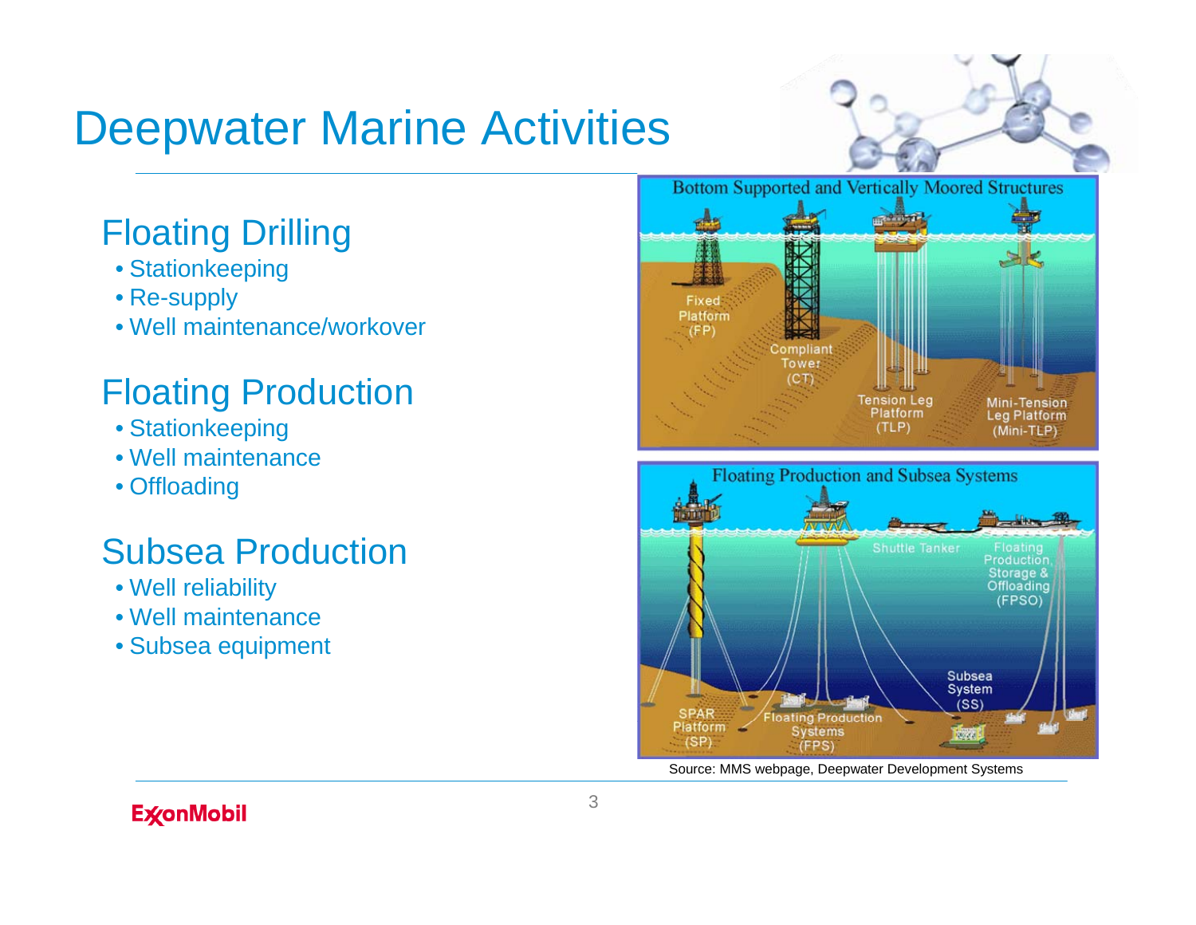# Deepwater Marine Activities

## Floating Drilling
- Stationkeeping
- Re-supply
- Well maintenance/workover

## Floating Production
- Stationkeeping
- Well maintenance
- Offloading

## Subsea Production
- Well reliability
- Well maintenance
- Subsea equipment

Bottom Supported and Vertically Moored Structures

Fixed Platform (FP) · Compliant Tower (CT) · Tension Leg Platform (TLP) · Mini-Tension Leg Platform (Mini-TLP)

Floating Production and Subsea Systems

SPAR Platform (SP) · Floating Production Systems (FPS) · Shuttle Tanker · Floating Production, Storage & Offloading (FPSO) · Subsea System (SS)

Source: MMS webpage, Deepwater Development Systems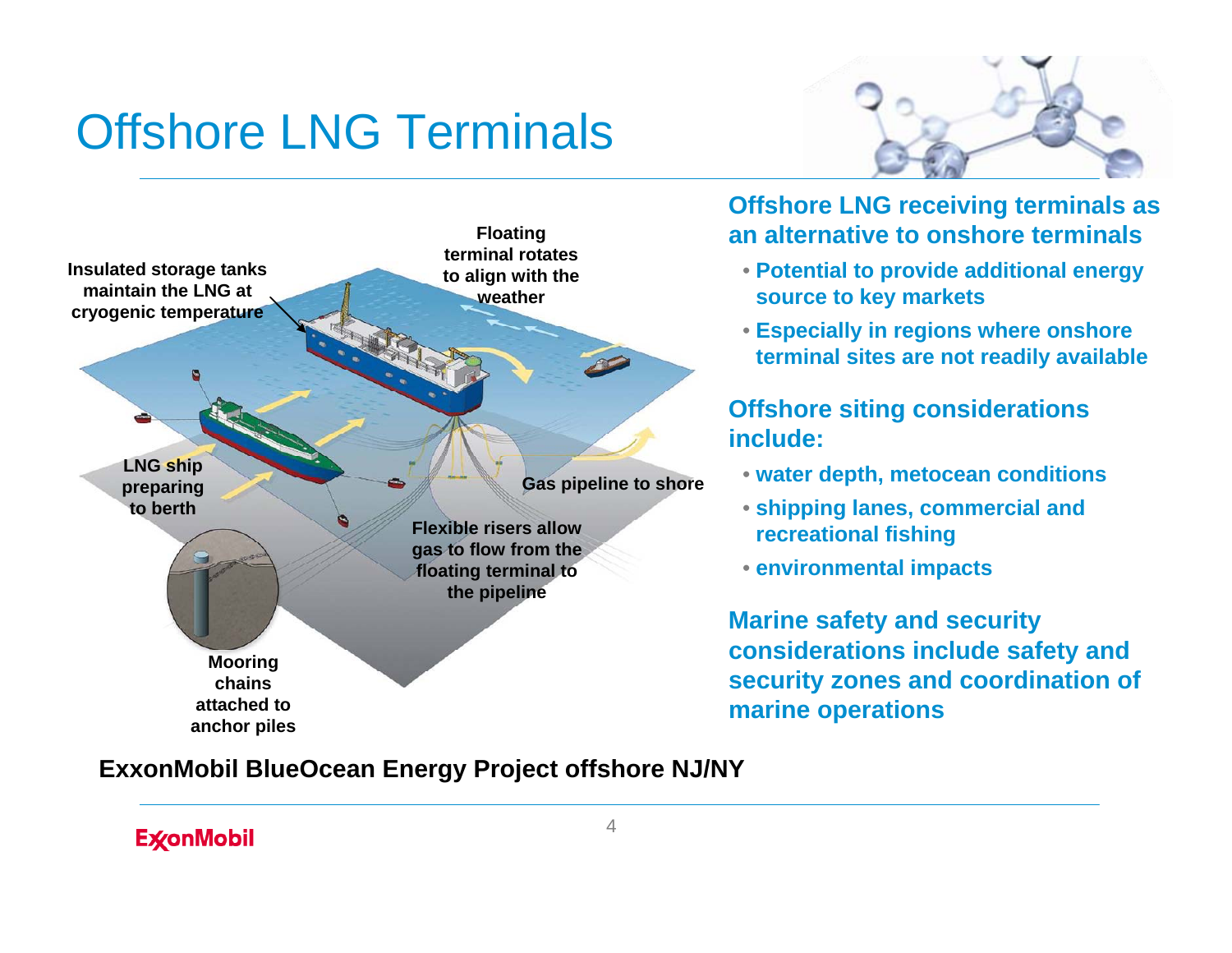# Offshore LNG Terminals

Floating terminal rotates to align with the weather

Insulated storage tanks maintain the LNG at cryogenic temperature

LNG ship preparing to berth

Gas pipeline to shore

Flexible risers allow gas to flow from the floating terminal to the pipeline

Mooring chains attached to anchor piles

**ExxonMobil BlueOcean Energy Project offshore NJ/NY**

**Offshore LNG receiving terminals as an alternative to onshore terminals**

- **Potential to provide additional energy source to key markets**
- **Especially in regions where onshore terminal sites are not readily available**

**Offshore siting considerations include:**

- **water depth, metocean conditions**
- **shipping lanes, commercial and recreational fishing**
- **environmental impacts**

**Marine safety and security considerations include safety and security zones and coordination of marine operations**

ExxonMobil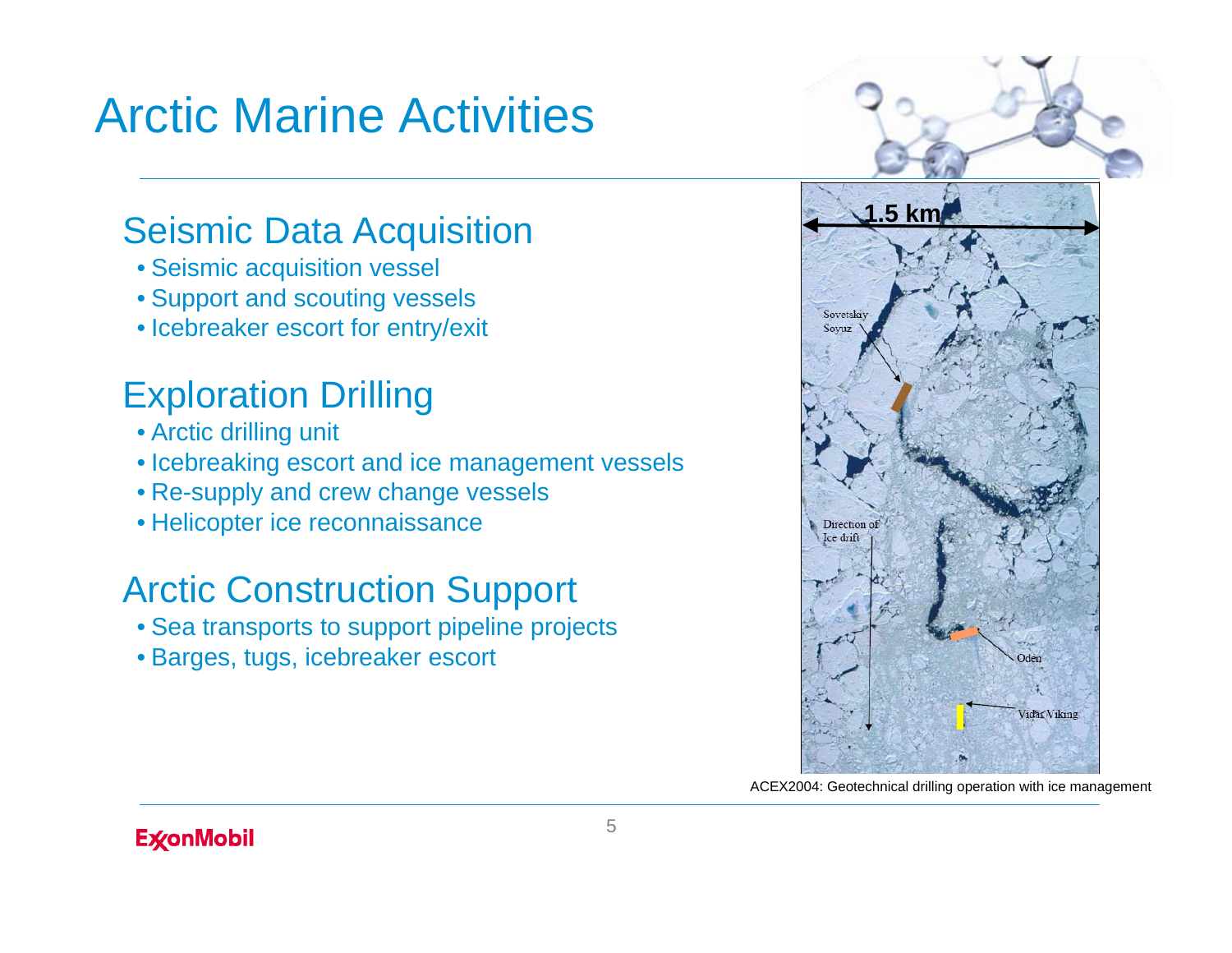# Arctic Marine Activities

## Seismic Data Acquisition

- Seismic acquisition vessel
- Support and scouting vessels
- Icebreaker escort for entry/exit

## Exploration Drilling

- Arctic drilling unit
- Icebreaking escort and ice management vessels
- Re-supply and crew change vessels
- Helicopter ice reconnaissance

## Arctic Construction Support

- Sea transports to support pipeline projects
- Barges, tugs, icebreaker escort

ACEX2004: Geotechnical drilling operation with ice management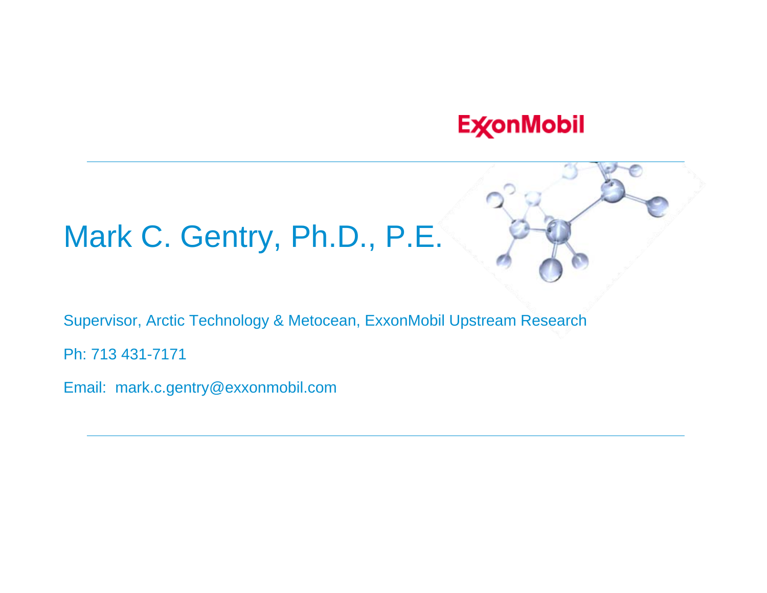ExxonMobil

# Mark C. Gentry, Ph.D., P.E.

Supervisor, Arctic Technology & Metocean, ExxonMobil Upstream Research

Ph: 713 431-7171

Email: mark.c.gentry@exxonmobil.com